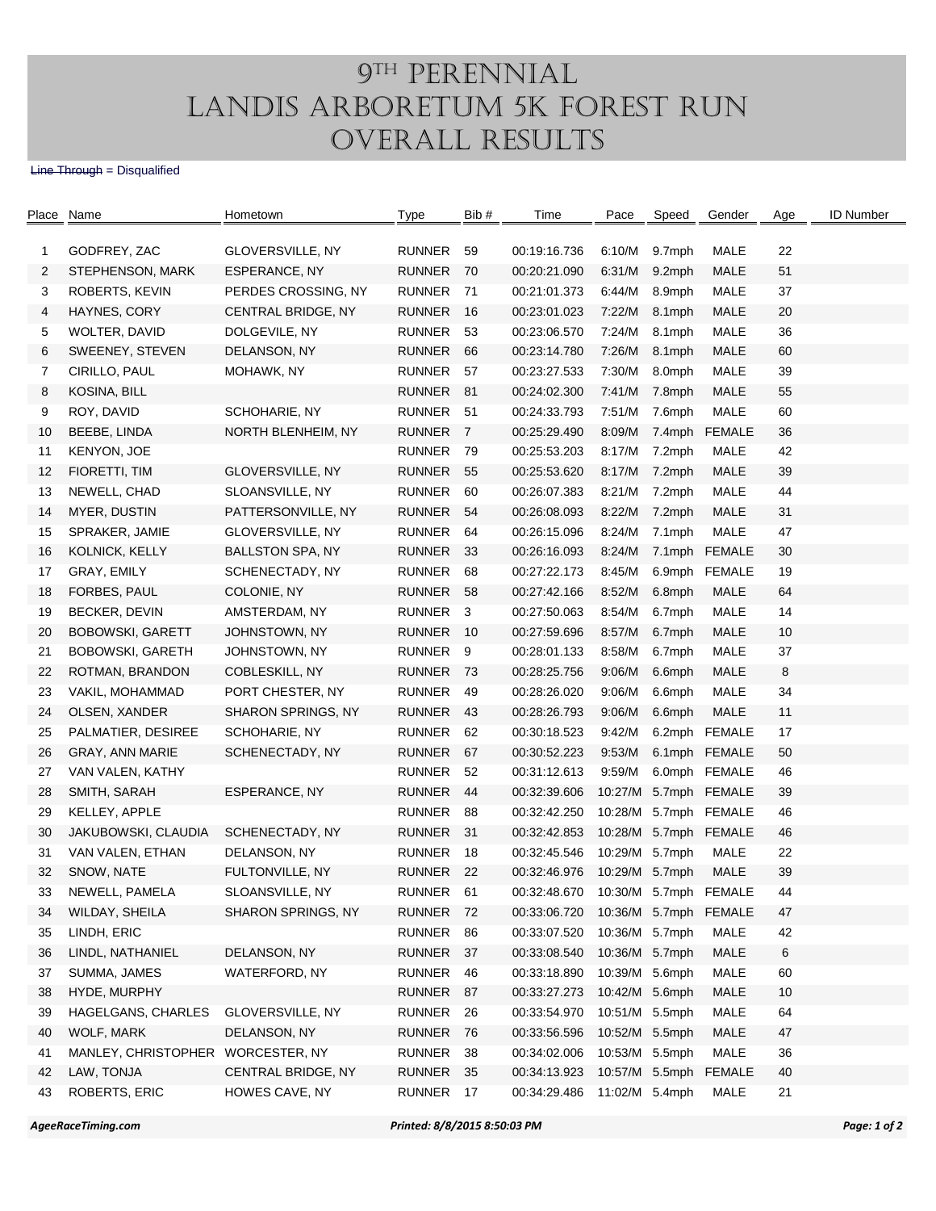# 9TH PERENNIAL LANDIS ARBORETUM 5K FOREST RUN OVERALL RESULTS

~~Line Through~~ = Disqualified

| Place | Name | Hometown | Type | Bib # | Time | Pace | Speed | Gender | Age | ID Number |
|---|---|---|---|---|---|---|---|---|---|---|
| 1 | GODFREY, ZAC | GLOVERSVILLE, NY | RUNNER | 59 | 00:19:16.736 | 6:10/M | 9.7mph | MALE | 22 | |
| 2 | STEPHENSON, MARK | ESPERANCE, NY | RUNNER | 70 | 00:20:21.090 | 6:31/M | 9.2mph | MALE | 51 | |
| 3 | ROBERTS, KEVIN | PERDES CROSSING, NY | RUNNER | 71 | 00:21:01.373 | 6:44/M | 8.9mph | MALE | 37 | |
| 4 | HAYNES, CORY | CENTRAL BRIDGE, NY | RUNNER | 16 | 00:23:01.023 | 7:22/M | 8.1mph | MALE | 20 | |
| 5 | WOLTER, DAVID | DOLGEVILE, NY | RUNNER | 53 | 00:23:06.570 | 7:24/M | 8.1mph | MALE | 36 | |
| 6 | SWEENEY, STEVEN | DELANSON, NY | RUNNER | 66 | 00:23:14.780 | 7:26/M | 8.1mph | MALE | 60 | |
| 7 | CIRILLO, PAUL | MOHAWK, NY | RUNNER | 57 | 00:23:27.533 | 7:30/M | 8.0mph | MALE | 39 | |
| 8 | KOSINA, BILL | | RUNNER | 81 | 00:24:02.300 | 7:41/M | 7.8mph | MALE | 55 | |
| 9 | ROY, DAVID | SCHOHARIE, NY | RUNNER | 51 | 00:24:33.793 | 7:51/M | 7.6mph | MALE | 60 | |
| 10 | BEEBE, LINDA | NORTH BLENHEIM, NY | RUNNER | 7 | 00:25:29.490 | 8:09/M | 7.4mph | FEMALE | 36 | |
| 11 | KENYON, JOE | | RUNNER | 79 | 00:25:53.203 | 8:17/M | 7.2mph | MALE | 42 | |
| 12 | FIORETTI, TIM | GLOVERSVILLE, NY | RUNNER | 55 | 00:25:53.620 | 8:17/M | 7.2mph | MALE | 39 | |
| 13 | NEWELL, CHAD | SLOANSVILLE, NY | RUNNER | 60 | 00:26:07.383 | 8:21/M | 7.2mph | MALE | 44 | |
| 14 | MYER, DUSTIN | PATTERSONVILLE, NY | RUNNER | 54 | 00:26:08.093 | 8:22/M | 7.2mph | MALE | 31 | |
| 15 | SPRAKER, JAMIE | GLOVERSVILLE, NY | RUNNER | 64 | 00:26:15.096 | 8:24/M | 7.1mph | MALE | 47 | |
| 16 | KOLNICK, KELLY | BALLSTON SPA, NY | RUNNER | 33 | 00:26:16.093 | 8:24/M | 7.1mph | FEMALE | 30 | |
| 17 | GRAY, EMILY | SCHENECTADY, NY | RUNNER | 68 | 00:27:22.173 | 8:45/M | 6.9mph | FEMALE | 19 | |
| 18 | FORBES, PAUL | COLONIE, NY | RUNNER | 58 | 00:27:42.166 | 8:52/M | 6.8mph | MALE | 64 | |
| 19 | BECKER, DEVIN | AMSTERDAM, NY | RUNNER | 3 | 00:27:50.063 | 8:54/M | 6.7mph | MALE | 14 | |
| 20 | BOBOWSKI, GARETT | JOHNSTOWN, NY | RUNNER | 10 | 00:27:59.696 | 8:57/M | 6.7mph | MALE | 10 | |
| 21 | BOBOWSKI, GARETH | JOHNSTOWN, NY | RUNNER | 9 | 00:28:01.133 | 8:58/M | 6.7mph | MALE | 37 | |
| 22 | ROTMAN, BRANDON | COBLESKILL, NY | RUNNER | 73 | 00:28:25.756 | 9:06/M | 6.6mph | MALE | 8 | |
| 23 | VAKIL, MOHAMMAD | PORT CHESTER, NY | RUNNER | 49 | 00:28:26.020 | 9:06/M | 6.6mph | MALE | 34 | |
| 24 | OLSEN, XANDER | SHARON SPRINGS, NY | RUNNER | 43 | 00:28:26.793 | 9:06/M | 6.6mph | MALE | 11 | |
| 25 | PALMATIER, DESIREE | SCHOHARIE, NY | RUNNER | 62 | 00:30:18.523 | 9:42/M | 6.2mph | FEMALE | 17 | |
| 26 | GRAY, ANN MARIE | SCHENECTADY, NY | RUNNER | 67 | 00:30:52.223 | 9:53/M | 6.1mph | FEMALE | 50 | |
| 27 | VAN VALEN, KATHY | | RUNNER | 52 | 00:31:12.613 | 9:59/M | 6.0mph | FEMALE | 46 | |
| 28 | SMITH, SARAH | ESPERANCE, NY | RUNNER | 44 | 00:32:39.606 | 10:27/M | 5.7mph | FEMALE | 39 | |
| 29 | KELLEY, APPLE | | RUNNER | 88 | 00:32:42.250 | 10:28/M | 5.7mph | FEMALE | 46 | |
| 30 | JAKUBOWSKI, CLAUDIA | SCHENECTADY, NY | RUNNER | 31 | 00:32:42.853 | 10:28/M | 5.7mph | FEMALE | 46 | |
| 31 | VAN VALEN, ETHAN | DELANSON, NY | RUNNER | 18 | 00:32:45.546 | 10:29/M | 5.7mph | MALE | 22 | |
| 32 | SNOW, NATE | FULTONVILLE, NY | RUNNER | 22 | 00:32:46.976 | 10:29/M | 5.7mph | MALE | 39 | |
| 33 | NEWELL, PAMELA | SLOANSVILLE, NY | RUNNER | 61 | 00:32:48.670 | 10:30/M | 5.7mph | FEMALE | 44 | |
| 34 | WILDAY, SHEILA | SHARON SPRINGS, NY | RUNNER | 72 | 00:33:06.720 | 10:36/M | 5.7mph | FEMALE | 47 | |
| 35 | LINDH, ERIC | | RUNNER | 86 | 00:33:07.520 | 10:36/M | 5.7mph | MALE | 42 | |
| 36 | LINDL, NATHANIEL | DELANSON, NY | RUNNER | 37 | 00:33:08.540 | 10:36/M | 5.7mph | MALE | 6 | |
| 37 | SUMMA, JAMES | WATERFORD, NY | RUNNER | 46 | 00:33:18.890 | 10:39/M | 5.6mph | MALE | 60 | |
| 38 | HYDE, MURPHY | | RUNNER | 87 | 00:33:27.273 | 10:42/M | 5.6mph | MALE | 10 | |
| 39 | HAGELGANS, CHARLES | GLOVERSVILLE, NY | RUNNER | 26 | 00:33:54.970 | 10:51/M | 5.5mph | MALE | 64 | |
| 40 | WOLF, MARK | DELANSON, NY | RUNNER | 76 | 00:33:56.596 | 10:52/M | 5.5mph | MALE | 47 | |
| 41 | MANLEY, CHRISTOPHER | WORCESTER, NY | RUNNER | 38 | 00:34:02.006 | 10:53/M | 5.5mph | MALE | 36 | |
| 42 | LAW, TONJA | CENTRAL BRIDGE, NY | RUNNER | 35 | 00:34:13.923 | 10:57/M | 5.5mph | FEMALE | 40 | |
| 43 | ROBERTS, ERIC | HOWES CAVE, NY | RUNNER | 17 | 00:34:29.486 | 11:02/M | 5.4mph | MALE | 21 | |

*AgeeRaceTiming.com* *Printed: 8/8/2015 8:50:03 PM*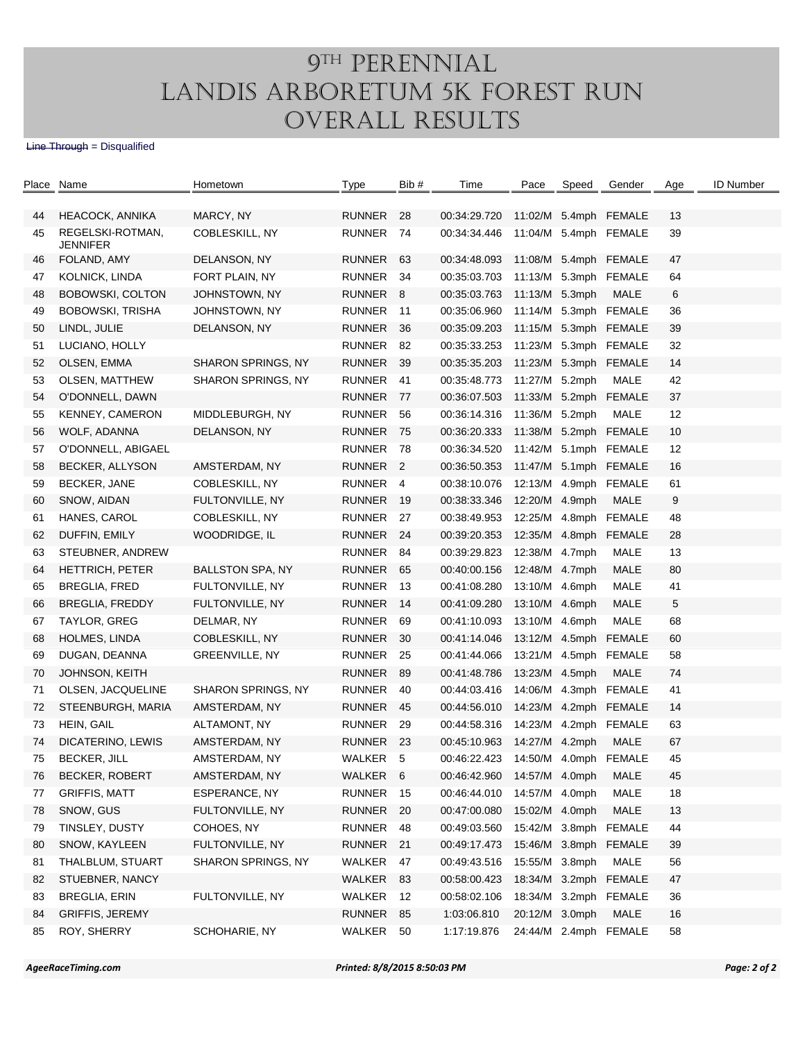# 9TH PERENNIAL
# LANDIS ARBORETUM 5K FOREST RUN
# OVERALL RESULTS

~~Line Through~~ = Disqualified

| Place | Name | Hometown | Type | Bib # | Time | Pace | Speed | Gender | Age | ID Number |
|---|---|---|---|---|---|---|---|---|---|---|
| 44 | HEACOCK, ANNIKA | MARCY, NY | RUNNER | 28 | 00:34:29.720 | 11:02/M | 5.4mph | FEMALE | 13 | |
| 45 | REGELSKI-ROTMAN, JENNIFER | COBLESKILL, NY | RUNNER | 74 | 00:34:34.446 | 11:04/M | 5.4mph | FEMALE | 39 | |
| 46 | FOLAND, AMY | DELANSON, NY | RUNNER | 63 | 00:34:48.093 | 11:08/M | 5.4mph | FEMALE | 47 | |
| 47 | KOLNICK, LINDA | FORT PLAIN, NY | RUNNER | 34 | 00:35:03.703 | 11:13/M | 5.3mph | FEMALE | 64 | |
| 48 | BOBOWSKI, COLTON | JOHNSTOWN, NY | RUNNER | 8 | 00:35:03.763 | 11:13/M | 5.3mph | MALE | 6 | |
| 49 | BOBOWSKI, TRISHA | JOHNSTOWN, NY | RUNNER | 11 | 00:35:06.960 | 11:14/M | 5.3mph | FEMALE | 36 | |
| 50 | LINDL, JULIE | DELANSON, NY | RUNNER | 36 | 00:35:09.203 | 11:15/M | 5.3mph | FEMALE | 39 | |
| 51 | LUCIANO, HOLLY | | RUNNER | 82 | 00:35:33.253 | 11:23/M | 5.3mph | FEMALE | 32 | |
| 52 | OLSEN, EMMA | SHARON SPRINGS, NY | RUNNER | 39 | 00:35:35.203 | 11:23/M | 5.3mph | FEMALE | 14 | |
| 53 | OLSEN, MATTHEW | SHARON SPRINGS, NY | RUNNER | 41 | 00:35:48.773 | 11:27/M | 5.2mph | MALE | 42 | |
| 54 | O'DONNELL, DAWN | | RUNNER | 77 | 00:36:07.503 | 11:33/M | 5.2mph | FEMALE | 37 | |
| 55 | KENNEY, CAMERON | MIDDLEBURGH, NY | RUNNER | 56 | 00:36:14.316 | 11:36/M | 5.2mph | MALE | 12 | |
| 56 | WOLF, ADANNA | DELANSON, NY | RUNNER | 75 | 00:36:20.333 | 11:38/M | 5.2mph | FEMALE | 10 | |
| 57 | O'DONNELL, ABIGAEL | | RUNNER | 78 | 00:36:34.520 | 11:42/M | 5.1mph | FEMALE | 12 | |
| 58 | BECKER, ALLYSON | AMSTERDAM, NY | RUNNER | 2 | 00:36:50.353 | 11:47/M | 5.1mph | FEMALE | 16 | |
| 59 | BECKER, JANE | COBLESKILL, NY | RUNNER | 4 | 00:38:10.076 | 12:13/M | 4.9mph | FEMALE | 61 | |
| 60 | SNOW, AIDAN | FULTONVILLE, NY | RUNNER | 19 | 00:38:33.346 | 12:20/M | 4.9mph | MALE | 9 | |
| 61 | HANES, CAROL | COBLESKILL, NY | RUNNER | 27 | 00:38:49.953 | 12:25/M | 4.8mph | FEMALE | 48 | |
| 62 | DUFFIN, EMILY | WOODRIDGE, IL | RUNNER | 24 | 00:39:20.353 | 12:35/M | 4.8mph | FEMALE | 28 | |
| 63 | STEUBNER, ANDREW | | RUNNER | 84 | 00:39:29.823 | 12:38/M | 4.7mph | MALE | 13 | |
| 64 | HETTRICH, PETER | BALLSTON SPA, NY | RUNNER | 65 | 00:40:00.156 | 12:48/M | 4.7mph | MALE | 80 | |
| 65 | BREGLIA, FRED | FULTONVILLE, NY | RUNNER | 13 | 00:41:08.280 | 13:10/M | 4.6mph | MALE | 41 | |
| 66 | BREGLIA, FREDDY | FULTONVILLE, NY | RUNNER | 14 | 00:41:09.280 | 13:10/M | 4.6mph | MALE | 5 | |
| 67 | TAYLOR, GREG | DELMAR, NY | RUNNER | 69 | 00:41:10.093 | 13:10/M | 4.6mph | MALE | 68 | |
| 68 | HOLMES, LINDA | COBLESKILL, NY | RUNNER | 30 | 00:41:14.046 | 13:12/M | 4.5mph | FEMALE | 60 | |
| 69 | DUGAN, DEANNA | GREENVILLE, NY | RUNNER | 25 | 00:41:44.066 | 13:21/M | 4.5mph | FEMALE | 58 | |
| 70 | JOHNSON, KEITH | | RUNNER | 89 | 00:41:48.786 | 13:23/M | 4.5mph | MALE | 74 | |
| 71 | OLSEN, JACQUELINE | SHARON SPRINGS, NY | RUNNER | 40 | 00:44:03.416 | 14:06/M | 4.3mph | FEMALE | 41 | |
| 72 | STEENBURGH, MARIA | AMSTERDAM, NY | RUNNER | 45 | 00:44:56.010 | 14:23/M | 4.2mph | FEMALE | 14 | |
| 73 | HEIN, GAIL | ALTAMONT, NY | RUNNER | 29 | 00:44:58.316 | 14:23/M | 4.2mph | FEMALE | 63 | |
| 74 | DICATERINO, LEWIS | AMSTERDAM, NY | RUNNER | 23 | 00:45:10.963 | 14:27/M | 4.2mph | MALE | 67 | |
| 75 | BECKER, JILL | AMSTERDAM, NY | WALKER | 5 | 00:46:22.423 | 14:50/M | 4.0mph | FEMALE | 45 | |
| 76 | BECKER, ROBERT | AMSTERDAM, NY | WALKER | 6 | 00:46:42.960 | 14:57/M | 4.0mph | MALE | 45 | |
| 77 | GRIFFIS, MATT | ESPERANCE, NY | RUNNER | 15 | 00:46:44.010 | 14:57/M | 4.0mph | MALE | 18 | |
| 78 | SNOW, GUS | FULTONVILLE, NY | RUNNER | 20 | 00:47:00.080 | 15:02/M | 4.0mph | MALE | 13 | |
| 79 | TINSLEY, DUSTY | COHOES, NY | RUNNER | 48 | 00:49:03.560 | 15:42/M | 3.8mph | FEMALE | 44 | |
| 80 | SNOW, KAYLEEN | FULTONVILLE, NY | RUNNER | 21 | 00:49:17.473 | 15:46/M | 3.8mph | FEMALE | 39 | |
| 81 | THALBLUM, STUART | SHARON SPRINGS, NY | WALKER | 47 | 00:49:43.516 | 15:55/M | 3.8mph | MALE | 56 | |
| 82 | STUEBNER, NANCY | | WALKER | 83 | 00:58:00.423 | 18:34/M | 3.2mph | FEMALE | 47 | |
| 83 | BREGLIA, ERIN | FULTONVILLE, NY | WALKER | 12 | 00:58:02.106 | 18:34/M | 3.2mph | FEMALE | 36 | |
| 84 | GRIFFIS, JEREMY | | RUNNER | 85 | 1:03:06.810 | 20:12/M | 3.0mph | MALE | 16 | |
| 85 | ROY, SHERRY | SCHOHARIE, NY | WALKER | 50 | 1:17:19.876 | 24:44/M | 2.4mph | FEMALE | 58 | |

*AgeeRaceTiming.com* *Printed: 8/8/2015 8:50:03 PM*